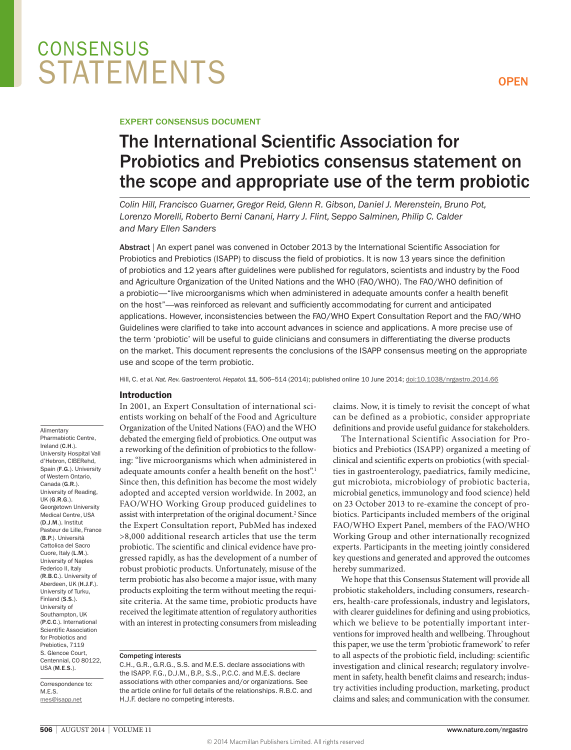CONSENSUS STATEMENTS

OPEN

EXPERT CONSENSUS DOCUMENT

# The International Scientific Association for Probiotics and Prebiotics consensus statement on the scope and appropriate use of the term probiotic

*Colin Hill, Francisco Guarner, Gregor Reid, Glenn R. Gibson, Daniel J. Merenstein, Bruno Pot, Lorenzo Morelli, Roberto Berni Canani, Harry J. Flint, Seppo Salminen, Philip C. Calder and Mary Ellen Sanders*

**Abstract** | An expert panel was convened in October 2013 by the International Scientific Association for Probiotics and Prebiotics (ISAPP) to discuss the field of probiotics. It is now 13 years since the definition of probiotics and 12 years after guidelines were published for regulators, scientists and industry by the Food and Agriculture Organization of the United Nations and the WHO (FAO/WHO). The FAO/WHO definition of a probiotic—"live microorganisms which when administered in adequate amounts confer a health benefit on the host"—was reinforced as relevant and sufficiently accommodating for current and anticipated applications. However, inconsistencies between the FAO/WHO Expert Consultation Report and the FAO/WHO Guidelines were clarified to take into account advances in science and applications. A more precise use of the term 'probiotic' will be useful to guide clinicians and consumers in differentiating the diverse products on the market. This document represents the conclusions of the ISAPP consensus meeting on the appropriate use and scope of the term probiotic.

Hill, C. *et al. Nat. Rev. Gastroenterol. Hepatol.* **11**, 506–514 (2014); published online 10 June 2014; doi:10.1038/nrgastro.2014.66

## Introduction

In 2001, an Expert Consultation of international scientists working on behalf of the Food and Agriculture Organization of the United Nations (FAO) and the WHO debated the emerging field of probiotics. One output was a reworking of the definition of probiotics to the following: "live microorganisms which when administered in adequate amounts confer a health benefit on the host".[1] Since then, this definition has become the most widely adopted and accepted version worldwide. In 2002, an FAO/WHO Working Group produced guidelines to assist with interpretation of the original document.[2] Since the Expert Consultation report, PubMed has indexed >8,000 additional research articles that use the term probiotic. The scientific and clinical evidence have progressed rapidly, as has the development of a number of robust probiotic products. Unfortunately, misuse of the term probiotic has also become a major issue, with many products exploiting the term without meeting the requisite criteria. At the same time, probiotic products have received the legitimate attention of regulatory authorities with an interest in protecting consumers from misleading claims. Now, it is timely to revisit the concept of what can be defined as a probiotic, consider appropriate definitions and provide useful guidance for stakeholders.

The International Scientific Association for Probiotics and Prebiotics (ISAPP) organized a meeting of clinical and scientific experts on probiotics (with specialties in gastroenterology, paediatrics, family medicine, gut microbiota, microbiology of probiotic bacteria, microbial genetics, immunology and food science) held on 23 October 2013 to re-examine the concept of probiotics. Participants included members of the original FAO/WHO Expert Panel, members of the FAO/WHO Working Group and other internationally recognized experts. Participants in the meeting jointly considered key questions and generated and approved the outcomes hereby summarized.

We hope that this Consensus Statement will provide all probiotic stakeholders, including consumers, researchers, health-care professionals, industry and legislators, with clearer guidelines for defining and using probiotics, which we believe to be potentially important interventions for improved health and wellbeing. Throughout this paper, we use the term 'probiotic framework' to refer to all aspects of the probiotic field, including: scientific investigation and clinical research; regulatory involvement in safety, health benefit claims and research; industry activities including production, marketing, product claims and sales; and communication with the consumer.

Alimentary Pharmabiotic Centre, Ireland (**C.H.**). University Hospital Vall d'Hebron, CIBERehd, Spain (**F.G.**). University of Western Ontario, Canada (**G.R.**). University of Reading, UK (**G.R.G.**). Georgetown University Medical Centre, USA (**D.J.M.**). Institut Pasteur de Lille, France (**B.P.**). Università Cattolica del Sacro Cuore, Italy (**L.M.**). University of Naples Federico II, Italy (**R.B.C.**). University of Aberdeen, UK (**H.J.F.**). University of Turku, Finland (**S.S.**). University of Southampton, UK (**P.C.C.**). International Scientific Association for Probiotics and Prebiotics, 7119 S. Glencoe Court, Centennial, CO 80122, USA (**M.E.S.**).

Correspondence to: M.E.S. mes@isapp.net

**Competing interests**

C.H., G.R., G.R.G., S.S. and M.E.S. declare associations with the ISAPP. F.G., D.J.M., B.P., S.S., P.C.C. and M.E.S. declare associations with other companies and/or organizations. See the article online for full details of the relationships. R.B.C. and H.J.F. declare no competing interests.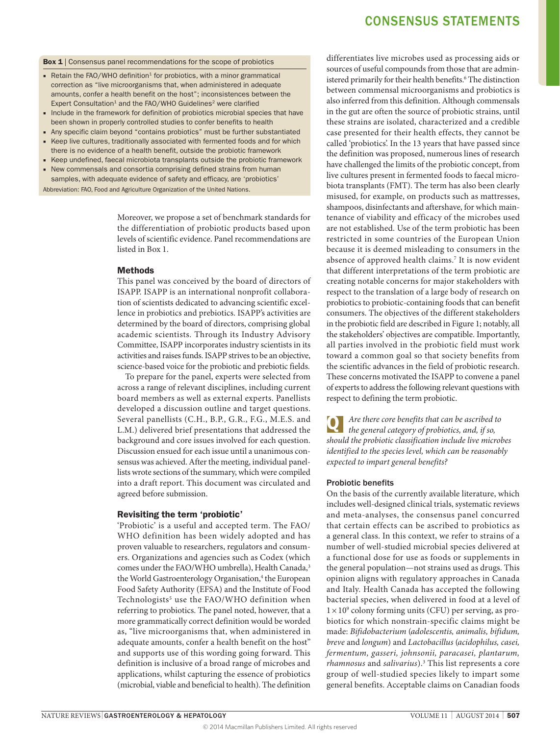**Box 1** | Consensus panel recommendations for the scope of probiotics

- Retain the FAO/WHO definition[1] for probiotics, with a minor grammatical correction as "live microorganisms that, when administered in adequate amounts, confer a health benefit on the host"; inconsistences between the Expert Consultation[1] and the FAO/WHO Guidelines[2] were clarified
- Include in the framework for definition of probiotics microbial species that have been shown in properly controlled studies to confer benefits to health
- Any specific claim beyond "contains probiotics" must be further substantiated
- Keep live cultures, traditionally associated with fermented foods and for which there is no evidence of a health benefit, outside the probiotic framework
- Keep undefined, faecal microbiota transplants outside the probiotic framework
- New commensals and consortia comprising defined strains from human samples, with adequate evidence of safety and efficacy, are 'probiotics'

Abbreviation: FAO, Food and Agriculture Organization of the United Nations.

Moreover, we propose a set of benchmark standards for the differentiation of probiotic products based upon levels of scientific evidence. Panel recommendations are listed in Box 1.

## Methods

This panel was conceived by the board of directors of ISAPP. ISAPP is an international nonprofit collaboration of scientists dedicated to advancing scientific excellence in probiotics and prebiotics. ISAPP's activities are determined by the board of directors, comprising global academic scientists. Through its Industry Advisory Committee, ISAPP incorporates industry scientists in its activities and raises funds. ISAPP strives to be an objective, science-based voice for the probiotic and prebiotic fields.

To prepare for the panel, experts were selected from across a range of relevant disciplines, including current board members as well as external experts. Panellists developed a discussion outline and target questions. Several panellists (C.H., B.P., G.R., F.G., M.E.S. and L.M.) delivered brief presentations that addressed the background and core issues involved for each question. Discussion ensued for each issue until a unanimous consensus was achieved. After the meeting, individual panellists wrote sections of the summary, which were compiled into a draft report. This document was circulated and agreed before submission.

## Revisiting the term 'probiotic'

'Probiotic' is a useful and accepted term. The FAO/WHO definition has been widely adopted and has proven valuable to researchers, regulators and consumers. Organizations and agencies such as Codex (which comes under the FAO/WHO umbrella), Health Canada,[3] the World Gastroenterology Organisation,[4] the European Food Safety Authority (EFSA) and the Institute of Food Technologists[5] use the FAO/WHO definition when referring to probiotics. The panel noted, however, that a more grammatically correct definition would be worded as, "live microorganisms that, when administered in adequate amounts, confer a health benefit on the host" and supports use of this wording going forward. This definition is inclusive of a broad range of microbes and applications, whilst capturing the essence of probiotics (microbial, viable and beneficial to health). The definition differentiates live microbes used as processing aids or sources of useful compounds from those that are administered primarily for their health benefits.[6] The distinction between commensal microorganisms and probiotics is also inferred from this definition. Although commensals in the gut are often the source of probiotic strains, until these strains are isolated, characterized and a credible case presented for their health effects, they cannot be called 'probiotics'. In the 13 years that have passed since the definition was proposed, numerous lines of research have challenged the limits of the probiotic concept, from live cultures present in fermented foods to faecal microbiota transplants (FMT). The term has also been clearly misused, for example, on products such as mattresses, shampoos, disinfectants and aftershave, for which maintenance of viability and efficacy of the microbes used are not established. Use of the term probiotic has been restricted in some countries of the European Union because it is deemed misleading to consumers in the absence of approved health claims.[7] It is now evident that different interpretations of the term probiotic are creating notable concerns for major stakeholders with respect to the translation of a large body of research on probiotics to probiotic-containing foods that can benefit consumers. The objectives of the different stakeholders in the probiotic field are described in Figure 1; notably, all the stakeholders' objectives are compatible. Importantly, all parties involved in the probiotic field must work toward a common goal so that society benefits from the scientific advances in the field of probiotic research. These concerns motivated the ISAPP to convene a panel of experts to address the following relevant questions with respect to defining the term probiotic.

**Q** *Are there core benefits that can be ascribed to the general category of probiotics, and, if so, should the probiotic classification include live microbes identified to the species level, which can be reasonably expected to impart general benefits?*

### Probiotic benefits

On the basis of the currently available literature, which includes well-designed clinical trials, systematic reviews and meta-analyses, the consensus panel concurred that certain effects can be ascribed to probiotics as a general class. In this context, we refer to strains of a number of well-studied microbial species delivered at a functional dose for use as foods or supplements in the general population—not strains used as drugs. This opinion aligns with regulatory approaches in Canada and Italy. Health Canada has accepted the following bacterial species, when delivered in food at a level of $1 \times 10^9$ colony forming units (CFU) per serving, as probiotics for which nonstrain-specific claims might be made: *Bifidobacterium* (*adolescentis, animalis, bifidum, breve* and *longum*) and *Lactobacillus* (*acidophilus, casei, fermentum, gasseri, johnsonii, paracasei, plantarum, rhamnosus* and *salivarius*).[3] This list represents a core group of well-studied species likely to impart some general benefits. Acceptable claims on Canadian foods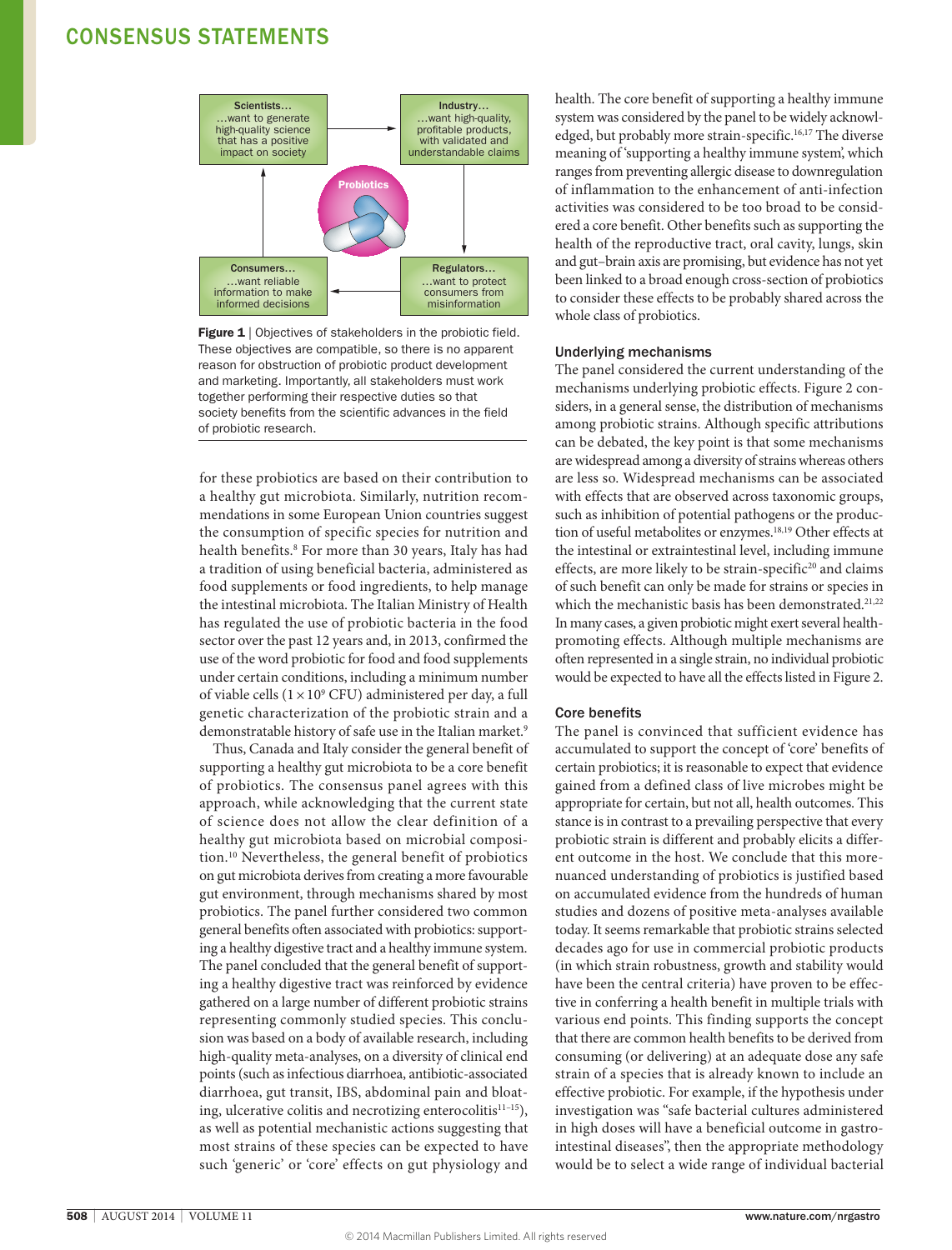Scientists…
…want to generate high-quality science that has a positive impact on society

Industry…
…want high-quality, profitable products, with validated and understandable claims

Probiotics

Consumers…
…want reliable information to make informed decisions

Regulators…
…want to protect consumers from misinformation

**Figure 1** | Objectives of stakeholders in the probiotic field. These objectives are compatible, so there is no apparent reason for obstruction of probiotic product development and marketing. Importantly, all stakeholders must work together performing their respective duties so that society benefits from the scientific advances in the field of probiotic research.

for these probiotics are based on their contribution to a healthy gut microbiota. Similarly, nutrition recommendations in some European Union countries suggest the consumption of specific species for nutrition and health benefits.[8] For more than 30 years, Italy has had a tradition of using beneficial bacteria, administered as food supplements or food ingredients, to help manage the intestinal microbiota. The Italian Ministry of Health has regulated the use of probiotic bacteria in the food sector over the past 12 years and, in 2013, confirmed the use of the word probiotic for food and food supplements under certain conditions, including a minimum number of viable cells ($1 \times 10^9$ CFU) administered per day, a full genetic characterization of the probiotic strain and a demonstratable history of safe use in the Italian market.[9]

Thus, Canada and Italy consider the general benefit of supporting a healthy gut microbiota to be a core benefit of probiotics. The consensus panel agrees with this approach, while acknowledging that the current state of science does not allow the clear definition of a healthy gut microbiota based on microbial composition.[10] Nevertheless, the general benefit of probiotics on gut microbiota derives from creating a more favourable gut environment, through mechanisms shared by most probiotics. The panel further considered two common general benefits often associated with probiotics: supporting a healthy digestive tract and a healthy immune system. The panel concluded that the general benefit of supporting a healthy digestive tract was reinforced by evidence gathered on a large number of different probiotic strains representing commonly studied species. This conclusion was based on a body of available research, including high-quality meta-analyses, on a diversity of clinical end points (such as infectious diarrhoea, antibiotic-associated diarrhoea, gut transit, IBS, abdominal pain and bloating, ulcerative colitis and necrotizing enterocolitis[11–15]), as well as potential mechanistic actions suggesting that most strains of these species can be expected to have such 'generic' or 'core' effects on gut physiology and health. The core benefit of supporting a healthy immune system was considered by the panel to be widely acknowledged, but probably more strain-specific.[16,17] The diverse meaning of 'supporting a healthy immune system', which ranges from preventing allergic disease to downregulation of inflammation to the enhancement of anti-infection activities was considered to be too broad to be considered a core benefit. Other benefits such as supporting the health of the reproductive tract, oral cavity, lungs, skin and gut–brain axis are promising, but evidence has not yet been linked to a broad enough cross-section of probiotics to consider these effects to be probably shared across the whole class of probiotics.

### Underlying mechanisms

The panel considered the current understanding of the mechanisms underlying probiotic effects. Figure 2 considers, in a general sense, the distribution of mechanisms among probiotic strains. Although specific attributions can be debated, the key point is that some mechanisms are widespread among a diversity of strains whereas others are less so. Widespread mechanisms can be associated with effects that are observed across taxonomic groups, such as inhibition of potential pathogens or the production of useful metabolites or enzymes.[18,19] Other effects at the intestinal or extraintestinal level, including immune effects, are more likely to be strain-specific[20] and claims of such benefit can only be made for strains or species in which the mechanistic basis has been demonstrated.[21,22] In many cases, a given probiotic might exert several health-promoting effects. Although multiple mechanisms are often represented in a single strain, no individual probiotic would be expected to have all the effects listed in Figure 2.

### Core benefits

The panel is convinced that sufficient evidence has accumulated to support the concept of 'core' benefits of certain probiotics; it is reasonable to expect that evidence gained from a defined class of live microbes might be appropriate for certain, but not all, health outcomes. This stance is in contrast to a prevailing perspective that every probiotic strain is different and probably elicits a different outcome in the host. We conclude that this more-nuanced understanding of probiotics is justified based on accumulated evidence from the hundreds of human studies and dozens of positive meta-analyses available today. It seems remarkable that probiotic strains selected decades ago for use in commercial probiotic products (in which strain robustness, growth and stability would have been the central criteria) have proven to be effective in conferring a health benefit in multiple trials with various end points. This finding supports the concept that there are common health benefits to be derived from consuming (or delivering) at an adequate dose any safe strain of a species that is already known to include an effective probiotic. For example, if the hypothesis under investigation was "safe bacterial cultures administered in high doses will have a beneficial outcome in gastrointestinal diseases", then the appropriate methodology would be to select a wide range of individual bacterial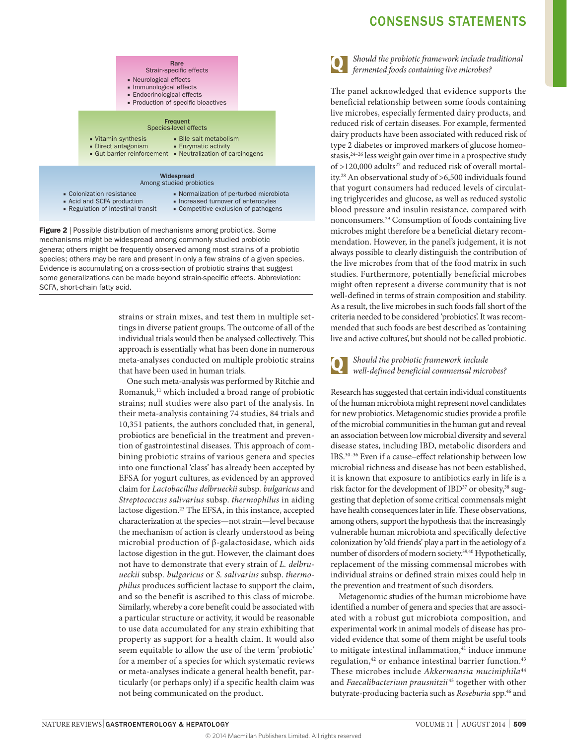**Rare**
Strain-specific effects
- Neurological effects
- Immunological effects
- Endocrinological effects
- Production of specific bioactives

**Frequent**
Species-level effects
- Vitamin synthesis
- Direct antagonism
- Gut barrier reinforcement
- Bile salt metabolism
- Enzymatic activity
- Neutralization of carcinogens

**Widespread**
Among studied probiotics
- Colonization resistance
- Acid and SCFA production
- Regulation of intestinal transit
- Normalization of perturbed microbiota
- Increased turnover of enterocytes
- Competitive exclusion of pathogens

**Figure 2** | Possible distribution of mechanisms among probiotics. Some mechanisms might be widespread among commonly studied probiotic genera; others might be frequently observed among most strains of a probiotic species; others may be rare and present in only a few strains of a given species. Evidence is accumulating on a cross-section of probiotic strains that suggest some generalizations can be made beyond strain-specific effects. Abbreviation: SCFA, short-chain fatty acid.

strains or strain mixes, and test them in multiple settings in diverse patient groups. The outcome of all of the individual trials would then be analysed collectively. This approach is essentially what has been done in numerous meta-analyses conducted on multiple probiotic strains that have been used in human trials.

One such meta-analysis was performed by Ritchie and Romanuk,[11] which included a broad range of probiotic strains; null studies were also part of the analysis. In their meta-analysis containing 74 studies, 84 trials and 10,351 patients, the authors concluded that, in general, probiotics are beneficial in the treatment and prevention of gastrointestinal diseases. This approach of combining probiotic strains of various genera and species into one functional 'class' has already been accepted by EFSA for yogurt cultures, as evidenced by an approved claim for *Lactobacillus delbrueckii* subsp. *bulgaricus* and *Streptococcus salivarius* subsp. *thermophilus* in aiding lactose digestion.[23] The EFSA, in this instance, accepted characterization at the species—not strain—level because the mechanism of action is clearly understood as being microbial production of β-galactosidase, which aids lactose digestion in the gut. However, the claimant does not have to demonstrate that every strain of *L. delbrueckii* subsp. *bulgaricus* or *S. salivarius* subsp. *thermophilus* produces sufficient lactase to support the claim, and so the benefit is ascribed to this class of microbe. Similarly, whereby a core benefit could be associated with a particular structure or activity, it would be reasonable to use data accumulated for any strain exhibiting that property as support for a health claim. It would also seem equitable to allow the use of the term 'probiotic' for a member of a species for which systematic reviews or meta-analyses indicate a general health benefit, particularly (or perhaps only) if a specific health claim was not being communicated on the product.

### Q *Should the probiotic framework include traditional fermented foods containing live microbes?*

The panel acknowledged that evidence supports the beneficial relationship between some foods containing live microbes, especially fermented dairy products, and reduced risk of certain diseases. For example, fermented dairy products have been associated with reduced risk of type 2 diabetes or improved markers of glucose homeostasis,[24–26] less weight gain over time in a prospective study of >120,000 adults[27] and reduced risk of overall mortality.[28] An observational study of >6,500 individuals found that yogurt consumers had reduced levels of circulating triglycerides and glucose, as well as reduced systolic blood pressure and insulin resistance, compared with nonconsumers.[29] Consumption of foods containing live microbes might therefore be a beneficial dietary recommendation. However, in the panel's judgement, it is not always possible to clearly distinguish the contribution of the live microbes from that of the food matrix in such studies. Furthermore, potentially beneficial microbes might often represent a diverse community that is not well-defined in terms of strain composition and stability. As a result, the live microbes in such foods fall short of the criteria needed to be considered 'probiotics'. It was recommended that such foods are best described as 'containing live and active cultures', but should not be called probiotic.

### Q *Should the probiotic framework include well-defined beneficial commensal microbes?*

Research has suggested that certain individual constituents of the human microbiota might represent novel candidates for new probiotics. Metagenomic studies provide a profile of the microbial communities in the human gut and reveal an association between low microbial diversity and several disease states, including IBD, metabolic disorders and IBS.[30–36] Even if a cause–effect relationship between low microbial richness and disease has not been established, it is known that exposure to antibiotics early in life is a risk factor for the development of IBD[37] or obesity,[38] suggesting that depletion of some critical commensals might have health consequences later in life. These observations, among others, support the hypothesis that the increasingly vulnerable human microbiota and specifically defective colonization by 'old friends' play a part in the aetiology of a number of disorders of modern society.[39,40] Hypothetically, replacement of the missing commensal microbes with individual strains or defined strain mixes could help in the prevention and treatment of such disorders.

Metagenomic studies of the human microbiome have identified a number of genera and species that are associated with a robust gut microbiota composition, and experimental work in animal models of disease has provided evidence that some of them might be useful tools to mitigate intestinal inflammation,[41] induce immune regulation,[42] or enhance intestinal barrier function.[43] These microbes include *Akkermansia muciniphila*[44] and *Faecalibacterium prausnitzii*[45] together with other butyrate-producing bacteria such as *Roseburia* spp.[46] and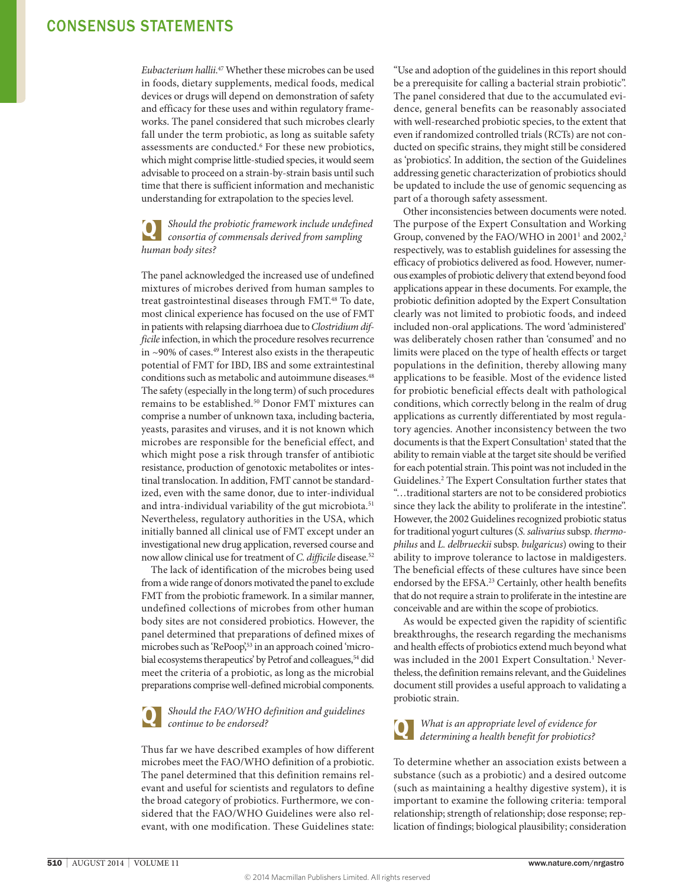*Eubacterium hallii*.[47] Whether these microbes can be used in foods, dietary supplements, medical foods, medical devices or drugs will depend on demonstration of safety and efficacy for these uses and within regulatory frameworks. The panel considered that such microbes clearly fall under the term probiotic, as long as suitable safety assessments are conducted.[6] For these new probiotics, which might comprise little-studied species, it would seem advisable to proceed on a strain-by-strain basis until such time that there is sufficient information and mechanistic understanding for extrapolation to the species level.

### Q *Should the probiotic framework include undefined consortia of commensals derived from sampling human body sites?*

The panel acknowledged the increased use of undefined mixtures of microbes derived from human samples to treat gastrointestinal diseases through FMT.[48] To date, most clinical experience has focused on the use of FMT in patients with relapsing diarrhoea due to *Clostridium difficile* infection, in which the procedure resolves recurrence in ~90% of cases.[49] Interest also exists in the therapeutic potential of FMT for IBD, IBS and some extraintestinal conditions such as metabolic and autoimmune diseases.[48] The safety (especially in the long term) of such procedures remains to be established.[50] Donor FMT mixtures can comprise a number of unknown taxa, including bacteria, yeasts, parasites and viruses, and it is not known which microbes are responsible for the beneficial effect, and which might pose a risk through transfer of antibiotic resistance, production of genotoxic metabolites or intestinal translocation. In addition, FMT cannot be standardized, even with the same donor, due to inter-individual and intra-individual variability of the gut microbiota.[51] Nevertheless, regulatory authorities in the USA, which initially banned all clinical use of FMT except under an investigational new drug application, reversed course and now allow clinical use for treatment of *C. difficile* disease.[52]

The lack of identification of the microbes being used from a wide range of donors motivated the panel to exclude FMT from the probiotic framework. In a similar manner, undefined collections of microbes from other human body sites are not considered probiotics. However, the panel determined that preparations of defined mixes of microbes such as 'RePoop',[53] in an approach coined 'microbial ecosystems therapeutics' by Petrof and colleagues,[54] did meet the criteria of a probiotic, as long as the microbial preparations comprise well-defined microbial components.

### Q *Should the FAO/WHO definition and guidelines continue to be endorsed?*

Thus far we have described examples of how different microbes meet the FAO/WHO definition of a probiotic. The panel determined that this definition remains relevant and useful for scientists and regulators to define the broad category of probiotics. Furthermore, we considered that the FAO/WHO Guidelines were also relevant, with one modification. These Guidelines state: "Use and adoption of the guidelines in this report should be a prerequisite for calling a bacterial strain probiotic". The panel considered that due to the accumulated evidence, general benefits can be reasonably associated with well-researched probiotic species, to the extent that even if randomized controlled trials (RCTs) are not conducted on specific strains, they might still be considered as 'probiotics'. In addition, the section of the Guidelines addressing genetic characterization of probiotics should be updated to include the use of genomic sequencing as part of a thorough safety assessment.

Other inconsistencies between documents were noted. The purpose of the Expert Consultation and Working Group, convened by the FAO/WHO in 2001[1] and 2002,[2] respectively, was to establish guidelines for assessing the efficacy of probiotics delivered as food. However, numerous examples of probiotic delivery that extend beyond food applications appear in these documents. For example, the probiotic definition adopted by the Expert Consultation clearly was not limited to probiotic foods, and indeed included non-oral applications. The word 'administered' was deliberately chosen rather than 'consumed' and no limits were placed on the type of health effects or target populations in the definition, thereby allowing many applications to be feasible. Most of the evidence listed for probiotic beneficial effects dealt with pathological conditions, which correctly belong in the realm of drug applications as currently differentiated by most regulatory agencies. Another inconsistency between the two documents is that the Expert Consultation[1] stated that the ability to remain viable at the target site should be verified for each potential strain. This point was not included in the Guidelines.[2] The Expert Consultation further states that "…traditional starters are not to be considered probiotics since they lack the ability to proliferate in the intestine". However, the 2002 Guidelines recognized probiotic status for traditional yogurt cultures (*S. salivarius* subsp. *thermophilus* and *L. delbrueckii* subsp. *bulgaricus*) owing to their ability to improve tolerance to lactose in maldigesters. The beneficial effects of these cultures have since been endorsed by the EFSA.[23] Certainly, other health benefits that do not require a strain to proliferate in the intestine are conceivable and are within the scope of probiotics.

As would be expected given the rapidity of scientific breakthroughs, the research regarding the mechanisms and health effects of probiotics extend much beyond what was included in the 2001 Expert Consultation.[1] Nevertheless, the definition remains relevant, and the Guidelines document still provides a useful approach to validating a probiotic strain.

### Q *What is an appropriate level of evidence for determining a health benefit for probiotics?*

To determine whether an association exists between a substance (such as a probiotic) and a desired outcome (such as maintaining a healthy digestive system), it is important to examine the following criteria: temporal relationship; strength of relationship; dose response; replication of findings; biological plausibility; consideration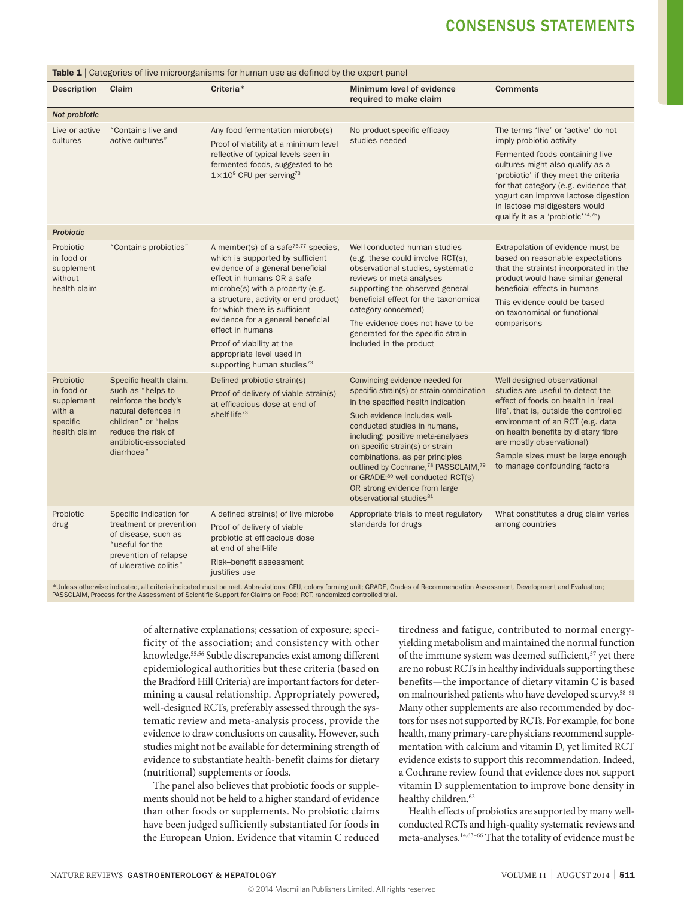Table 1 | Categories of live microorganisms for human use as defined by the expert panel

| Description | Claim | Criteria* | Minimum level of evidence required to make claim | Comments |
|---|---|---|---|---|
| *Not probiotic* | | | | |
| Live or active cultures | "Contains live and active cultures" | Any food fermentation microbe(s)<br>Proof of viability at a minimum level reflective of typical levels seen in fermented foods, suggested to be $1 \times 10^9$ CFU per serving[73] | No product-specific efficacy studies needed | The terms 'live' or 'active' do not imply probiotic activity<br>Fermented foods containing live cultures might also qualify as a 'probiotic' if they meet the criteria for that category (e.g. evidence that yogurt can improve lactose digestion in lactose maldigesters would qualify it as a 'probiotic'[74,75]) |
| *Probiotic* | | | | |
| Probiotic in food or supplement without health claim | "Contains probiotics" | A member(s) of a safe[76,77] species, which is supported by sufficient evidence of a general beneficial effect in humans OR a safe microbe(s) with a property (e.g. a structure, activity or end product) for which there is sufficient evidence for a general beneficial effect in humans<br>Proof of viability at the appropriate level used in supporting human studies[73] | Well-conducted human studies (e.g. these could involve RCT(s), observational studies, systematic reviews or meta-analyses supporting the observed general beneficial effect for the taxonomical category concerned)<br>The evidence does not have to be generated for the specific strain included in the product | Extrapolation of evidence must be based on reasonable expectations that the strain(s) incorporated in the product would have similar general beneficial effects in humans<br>This evidence could be based on taxonomical or functional comparisons |
| Probiotic in food or supplement with a specific health claim | Specific health claim, such as "helps to reinforce the body's natural defences in children" or "helps reduce the risk of antibiotic-associated diarrhoea" | Defined probiotic strain(s)<br>Proof of delivery of viable strain(s) at efficacious dose at end of shelf-life[73] | Convincing evidence needed for specific strain(s) or strain combination in the specified health indication<br>Such evidence includes well-conducted studies in humans, including: positive meta-analyses on specific strain(s) or strain combinations, as per principles outlined by Cochrane,[78] PASSCLAIM,[79] or GRADE;[80] well-conducted RCT(s) OR strong evidence from large observational studies[81] | Well-designed observational studies are useful to detect the effect of foods on health in 'real life', that is, outside the controlled environment of an RCT (e.g. data on health benefits by dietary fibre are mostly observational)<br>Sample sizes must be large enough to manage confounding factors |
| Probiotic drug | Specific indication for treatment or prevention of disease, such as "useful for the prevention of relapse of ulcerative colitis" | A defined strain(s) of live microbe<br>Proof of delivery of viable probiotic at efficacious dose at end of shelf-life<br>Risk–benefit assessment justifies use | Appropriate trials to meet regulatory standards for drugs | What constitutes a drug claim varies among countries |

*Unless otherwise indicated, all criteria indicated must be met. Abbreviations: CFU, colony forming unit; GRADE, Grades of Recommendation Assessment, Development and Evaluation; PASSCLAIM, Process for the Assessment of Scientific Support for Claims on Food; RCT, randomized controlled trial.

of alternative explanations; cessation of exposure; specificity of the association; and consistency with other knowledge.[55,56] Subtle discrepancies exist among different epidemiological authorities but these criteria (based on the Bradford Hill Criteria) are important factors for determining a causal relationship. Appropriately powered, well-designed RCTs, preferably assessed through the systematic review and meta-analysis process, provide the evidence to draw conclusions on causality. However, such studies might not be available for determining strength of evidence to substantiate health-benefit claims for dietary (nutritional) supplements or foods.

The panel also believes that probiotic foods or supplements should not be held to a higher standard of evidence than other foods or supplements. No probiotic claims have been judged sufficiently substantiated for foods in the European Union. Evidence that vitamin C reduced tiredness and fatigue, contributed to normal energy-yielding metabolism and maintained the normal function of the immune system was deemed sufficient,[57] yet there are no robust RCTs in healthy individuals supporting these benefits—the importance of dietary vitamin C is based on malnourished patients who have developed scurvy.[58–61] Many other supplements are also recommended by doctors for uses not supported by RCTs. For example, for bone health, many primary-care physicians recommend supplementation with calcium and vitamin D, yet limited RCT evidence exists to support this recommendation. Indeed, a Cochrane review found that evidence does not support vitamin D supplementation to improve bone density in healthy children.[62]

Health effects of probiotics are supported by many well-conducted RCTs and high-quality systematic reviews and meta-analyses.[14,63–66] That the totality of evidence must be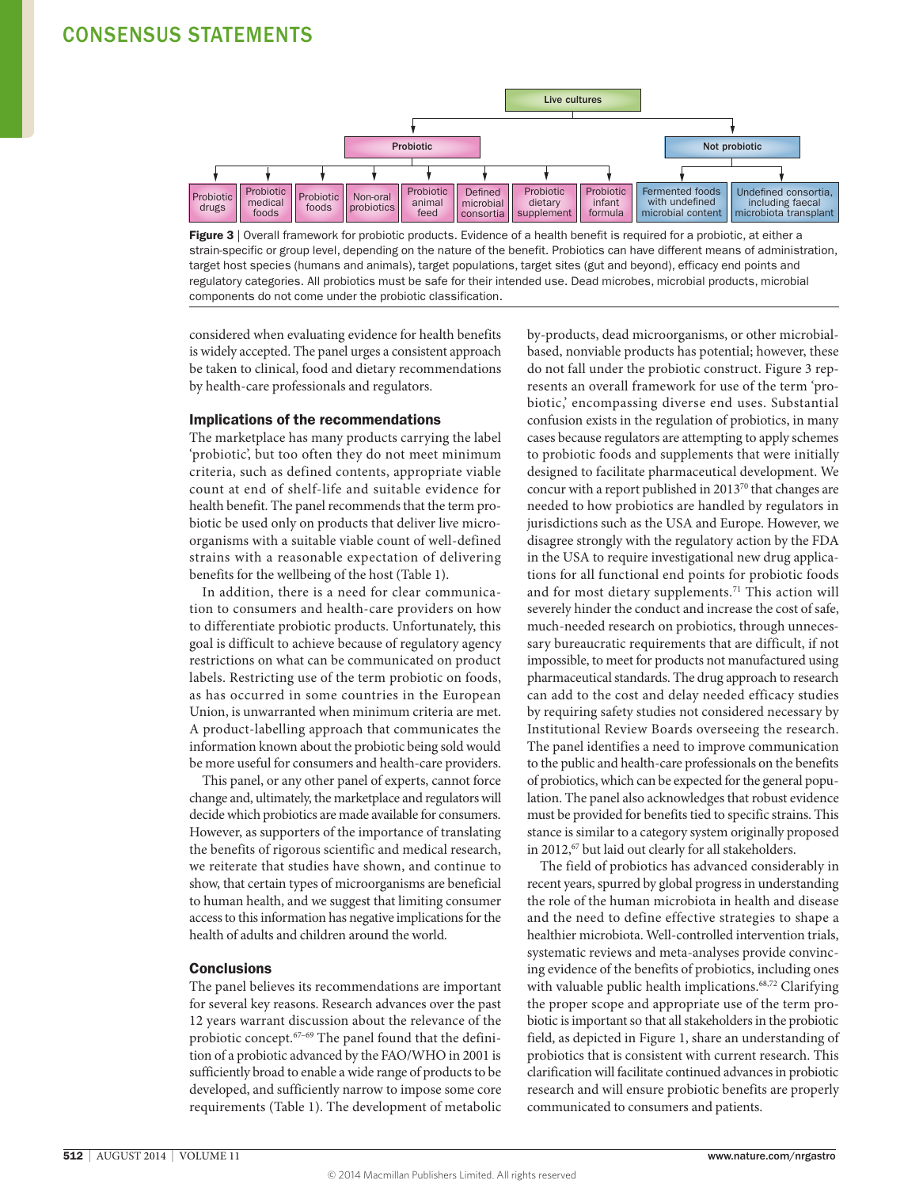Live cultures

Probiotic

Not probiotic

Probiotic drugs

Probiotic medical foods

Probiotic foods

Non-oral probiotics

Probiotic animal feed

Defined microbial consortia

Probiotic dietary supplement

Probiotic infant formula

Fermented foods with undefined microbial content

Undefined consortia, including faecal microbiota transplant

**Figure 3** | Overall framework for probiotic products. Evidence of a health benefit is required for a probiotic, at either a strain-specific or group level, depending on the nature of the benefit. Probiotics can have different means of administration, target host species (humans and animals), target populations, target sites (gut and beyond), efficacy end points and regulatory categories. All probiotics must be safe for their intended use. Dead microbes, microbial products, microbial components do not come under the probiotic classification.

considered when evaluating evidence for health benefits is widely accepted. The panel urges a consistent approach be taken to clinical, food and dietary recommendations by health-care professionals and regulators.

### Implications of the recommendations

The marketplace has many products carrying the label 'probiotic', but too often they do not meet minimum criteria, such as defined contents, appropriate viable count at end of shelf-life and suitable evidence for health benefit. The panel recommends that the term probiotic be used only on products that deliver live microorganisms with a suitable viable count of well-defined strains with a reasonable expectation of delivering benefits for the wellbeing of the host (Table 1).

In addition, there is a need for clear communication to consumers and health-care providers on how to differentiate probiotic products. Unfortunately, this goal is difficult to achieve because of regulatory agency restrictions on what can be communicated on product labels. Restricting use of the term probiotic on foods, as has occurred in some countries in the European Union, is unwarranted when minimum criteria are met. A product-labelling approach that communicates the information known about the probiotic being sold would be more useful for consumers and health-care providers.

This panel, or any other panel of experts, cannot force change and, ultimately, the marketplace and regulators will decide which probiotics are made available for consumers. However, as supporters of the importance of translating the benefits of rigorous scientific and medical research, we reiterate that studies have shown, and continue to show, that certain types of microorganisms are beneficial to human health, and we suggest that limiting consumer access to this information has negative implications for the health of adults and children around the world.

### Conclusions

The panel believes its recommendations are important for several key reasons. Research advances over the past 12 years warrant discussion about the relevance of the probiotic concept.[67–69] The panel found that the definition of a probiotic advanced by the FAO/WHO in 2001 is sufficiently broad to enable a wide range of products to be developed, and sufficiently narrow to impose some core requirements (Table 1). The development of metabolic by-products, dead microorganisms, or other microbial-based, nonviable products has potential; however, these do not fall under the probiotic construct. Figure 3 represents an overall framework for use of the term 'probiotic,' encompassing diverse end uses. Substantial confusion exists in the regulation of probiotics, in many cases because regulators are attempting to apply schemes to probiotic foods and supplements that were initially designed to facilitate pharmaceutical development. We concur with a report published in 2013[70] that changes are needed to how probiotics are handled by regulators in jurisdictions such as the USA and Europe. However, we disagree strongly with the regulatory action by the FDA in the USA to require investigational new drug applications for all functional end points for probiotic foods and for most dietary supplements.[71] This action will severely hinder the conduct and increase the cost of safe, much-needed research on probiotics, through unnecessary bureaucratic requirements that are difficult, if not impossible, to meet for products not manufactured using pharmaceutical standards. The drug approach to research can add to the cost and delay needed efficacy studies by requiring safety studies not considered necessary by Institutional Review Boards overseeing the research. The panel identifies a need to improve communication to the public and health-care professionals on the benefits of probiotics, which can be expected for the general population. The panel also acknowledges that robust evidence must be provided for benefits tied to specific strains. This stance is similar to a category system originally proposed in 2012,[67] but laid out clearly for all stakeholders.

The field of probiotics has advanced considerably in recent years, spurred by global progress in understanding the role of the human microbiota in health and disease and the need to define effective strategies to shape a healthier microbiota. Well-controlled intervention trials, systematic reviews and meta-analyses provide convincing evidence of the benefits of probiotics, including ones with valuable public health implications.[68,72] Clarifying the proper scope and appropriate use of the term probiotic is important so that all stakeholders in the probiotic field, as depicted in Figure 1, share an understanding of probiotics that is consistent with current research. This clarification will facilitate continued advances in probiotic research and will ensure probiotic benefits are properly communicated to consumers and patients.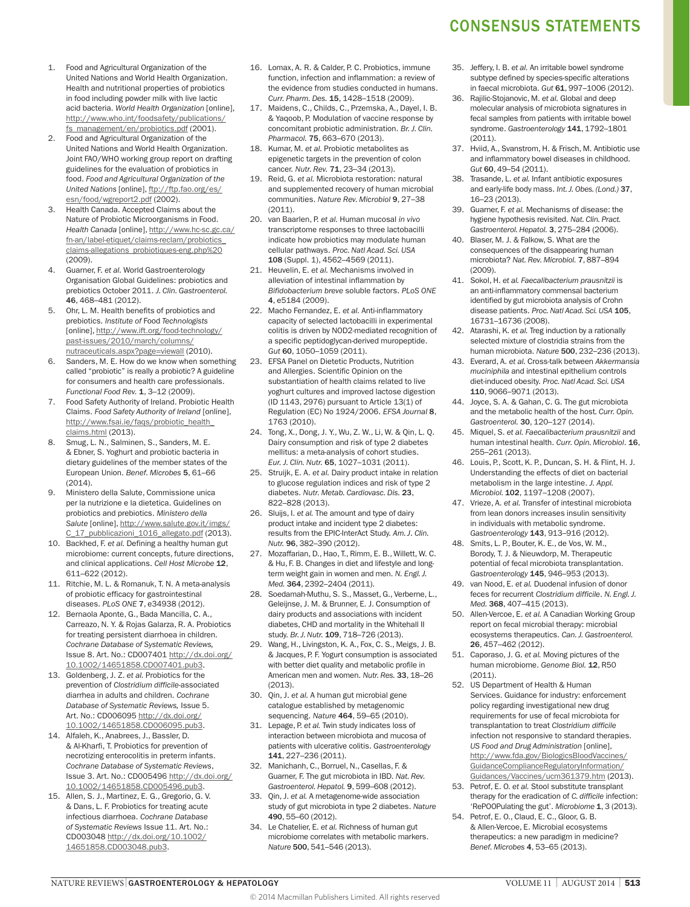1. Food and Agricultural Organization of the United Nations and World Health Organization. Health and nutritional properties of probiotics in food including powder milk with live lactic acid bacteria. *World Health Organization* [online], http://www.who.int/foodsafety/publications/fs_management/en/probiotics.pdf (2001).
2. Food and Agricultural Organization of the United Nations and World Health Organization. Joint FAO/WHO working group report on drafting guidelines for the evaluation of probiotics in food. *Food and Agricultural Organization of the United Nations* [online], ftp://ftp.fao.org/es/esn/food/wgreport2.pdf (2002).
3. Health Canada. Accepted Claims about the Nature of Probiotic Microorganisms in Food. *Health Canada* [online], http://www.hc-sc.gc.ca/fn-an/label-etiquet/claims-reclam/probiotics_claims-allegations_probiotiques-eng.php%20 (2009).
4. Guarner, F. *et al.* World Gastroenterology Organisation Global Guidelines: probiotics and prebiotics October 2011. *J. Clin. Gastroenterol.* **46**, 468–481 (2012).
5. Ohr, L. M. Health benefits of probiotics and prebiotics. *Institute of Food Technologists* [online], http://www.ift.org/food-technology/past-issues/2010/march/columns/nutraceuticals.aspx?page=viewall (2010).
6. Sanders, M. E. How do we know when something called "probiotic" is really a probiotic? A guideline for consumers and health care professionals. *Functional Food Rev.* **1**, 3–12 (2009).
7. Food Safety Authority of Ireland. Probiotic Health Claims. *Food Safety Authority of Ireland* [online], http://www.fsai.ie/faqs/probiotic_health_claims.html (2013).
8. Smug, L. N., Salminen, S., Sanders, M. E. & Ebner, S. Yoghurt and probiotic bacteria in dietary guidelines of the member states of the European Union. *Benef. Microbes* **5**, 61–66 (2014).
9. Ministero della Salute, Commissione unica per la nutrizione e la dietetica. Guidelines on probiotics and prebiotics. *Ministero della Salute* [online], http://www.salute.gov.it/imgs/C_17_pubblicazioni_1016_allegato.pdf (2013).
10. Backhed, F. *et al.* Defining a healthy human gut microbiome: current concepts, future directions, and clinical applications. *Cell Host Microbe* **12**, 611–622 (2012).
11. Ritchie, M. L. & Romanuk, T. N. A meta-analysis of probiotic efficacy for gastrointestinal diseases. *PLoS ONE* **7**, e34938 (2012).
12. Bernaola Aponte, G., Bada Mancilla, C. A., Carreazo, N. Y. & Rojas Galarza, R. A. Probiotics for treating persistent diarrhoea in children. *Cochrane Database of Systematic Reviews,* Issue 8. Art. No.: CD007401 http://dx.doi.org/10.1002/14651858.CD007401.pub3.
13. Goldenberg, J. Z. *et al.* Probiotics for the prevention of *Clostridium difficile*-associated diarrhea in adults and children. *Cochrane Database of Systematic Reviews,* Issue 5. Art. No.: CD006095 http://dx.doi.org/10.1002/14651858.CD006095.pub3.
14. Alfaleh, K., Anabrees, J., Bassler, D. & Al-Kharfi, T. Probiotics for prevention of necrotizing enterocolitis in preterm infants. *Cochrane Database of Systematic Reviews*, Issue 3. Art. No.: CD005496 http://dx.doi.org/10.1002/14651858.CD005496.pub3.
15. Allen, S. J., Martinez, E. G., Gregorio, G. V. & Dans, L. F. Probiotics for treating acute infectious diarrhoea. *Cochrane Database of Systematic Reviews* Issue 11. Art. No.: CD003048 http://dx.doi.org/10.1002/14651858.CD003048.pub3.
16. Lomax, A. R. & Calder, P. C. Probiotics, immune function, infection and inflammation: a review of the evidence from studies conducted in humans. *Curr. Pharm. Des.* **15**, 1428–1518 (2009).
17. Maidens, C., Childs, C., Przemska, A., Dayel, I. B. & Yaqoob, P. Modulation of vaccine response by concomitant probiotic administration. *Br. J. Clin. Pharmacol.* **75**, 663–670 (2013).
18. Kumar, M. *et al.* Probiotic metabolites as epigenetic targets in the prevention of colon cancer. *Nutr. Rev.* **71**, 23–34 (2013).
19. Reid, G. *et al.* Microbiota restoration: natural and supplemented recovery of human microbial communities. *Nature Rev. Microbiol* **9**, 27–38 (2011).
20. van Baarlen, P. *et al.* Human mucosal *in vivo* transcriptome responses to three lactobacilli indicate how probiotics may modulate human cellular pathways. *Proc. Natl Acad. Sci. USA* **108** (Suppl. 1), 4562–4569 (2011).
21. Heuvelin, E. *et al.* Mechanisms involved in alleviation of intestinal inflammation by *Bifidobacterium breve* soluble factors. *PLoS ONE* **4**, e5184 (2009).
22. Macho Fernandez, E. *et al.* Anti-inflammatory capacity of selected lactobacilli in experimental colitis is driven by NOD2-mediated recognition of a specific peptidoglycan-derived muropeptide. *Gut* **60**, 1050–1059 (2011).
23. EFSA Panel on Dietetic Products, Nutrition and Allergies. Scientific Opinion on the substantiation of health claims related to live yoghurt cultures and improved lactose digestion (ID 1143, 2976) pursuant to Article 13(1) of Regulation (EC) No 1924/2006. *EFSA Journal* **8**, 1763 (2010).
24. Tong, X., Dong, J. Y., Wu, Z. W., Li, W. & Qin, L. Q. Dairy consumption and risk of type 2 diabetes mellitus: a meta-analysis of cohort studies. *Eur. J. Clin. Nutr.* **65**, 1027–1031 (2011).
25. Struijk, E. A. *et al.* Dairy product intake in relation to glucose regulation indices and risk of type 2 diabetes. *Nutr. Metab. Cardiovasc. Dis.* **23**, 822–828 (2013).
26. Sluijs, I. *et al.* The amount and type of dairy product intake and incident type 2 diabetes: results from the EPIC-InterAct Study. *Am. J. Clin. Nutr.* **96**, 382–390 (2012).
27. Mozaffarian, D., Hao, T., Rimm, E. B., Willett, W. C. & Hu, F. B. Changes in diet and lifestyle and long-term weight gain in women and men. *N. Engl. J. Med.* **364**, 2392–2404 (2011).
28. Soedamah-Muthu, S. S., Masset, G., Verberne, L., Geleijnse, J. M. & Brunner, E. J. Consumption of dairy products and associations with incident diabetes, CHD and mortality in the Whitehall II study. *Br. J. Nutr.* **109**, 718–726 (2013).
29. Wang, H., Livingston, K. A., Fox, C. S., Meigs, J. B. & Jacques, P. F. Yogurt consumption is associated with better diet quality and metabolic profile in American men and women. *Nutr. Res.* **33**, 18–26 (2013).
30. Qin, J. *et al.* A human gut microbial gene catalogue established by metagenomic sequencing. *Nature* **464**, 59–65 (2010).
31. Lepage, P. *et al.* Twin study indicates loss of interaction between microbiota and mucosa of patients with ulcerative colitis. *Gastroenterology* **141**, 227–236 (2011).
32. Manichanh, C., Borruel, N., Casellas, F. & Guarner, F. The gut microbiota in IBD. *Nat. Rev. Gastroenterol. Hepatol.* **9**, 599–608 (2012).
33. Qin, J. *et al.* A metagenome-wide association study of gut microbiota in type 2 diabetes. *Nature* **490**, 55–60 (2012).
34. Le Chatelier, E. *et al.* Richness of human gut microbiome correlates with metabolic markers. *Nature* **500**, 541–546 (2013).
35. Jeffery, I. B. *et al.* An irritable bowel syndrome subtype defined by species-specific alterations in faecal microbiota. *Gut* **61**, 997–1006 (2012).
36. Rajilic-Stojanovic, M. *et al.* Global and deep molecular analysis of microbiota signatures in fecal samples from patients with irritable bowel syndrome. *Gastroenterology* **141**, 1792–1801 (2011).
37. Hviid, A., Svanstrom, H. & Frisch, M. Antibiotic use and inflammatory bowel diseases in childhood. *Gut* **60**, 49–54 (2011).
38. Trasande, L. *et al.* Infant antibiotic exposures and early-life body mass. *Int. J. Obes. (Lond.)* **37**, 16–23 (2013).
39. Guarner, F. *et al.* Mechanisms of disease: the hygiene hypothesis revisited. *Nat. Clin. Pract. Gastroenterol. Hepatol.* **3**, 275–284 (2006).
40. Blaser, M. J. & Falkow, S. What are the consequences of the disappearing human microbiota? *Nat. Rev. Microbiol.* **7**, 887–894 (2009).
41. Sokol, H. *et al. Faecalibacterium prausnitzii* is an anti-inflammatory commensal bacterium identified by gut microbiota analysis of Crohn disease patients. *Proc. Natl Acad. Sci. USA* **105**, 16731–16736 (2008).
42. Atarashi, K. *et al.* Treg induction by a rationally selected mixture of clostridia strains from the human microbiota. *Nature* **500**, 232–236 (2013).
43. Everard, A. *et al.* Cross-talk between *Akkermansia muciniphila* and intestinal epithelium controls diet-induced obesity. *Proc. Natl Acad. Sci. USA* **110**, 9066–9071 (2013).
44. Joyce, S. A. & Gahan, C. G. The gut microbiota and the metabolic health of the host. *Curr. Opin. Gastroenterol.* **30**, 120–127 (2014).
45. Miquel, S. *et al. Faecalibacterium prausnitzii* and human intestinal health. *Curr. Opin. Microbiol*. **16**, 255–261 (2013).
46. Louis, P., Scott, K. P., Duncan, S. H. & Flint, H. J. Understanding the effects of diet on bacterial metabolism in the large intestine. *J. Appl. Microbiol.* **102**, 1197–1208 (2007).
47. Vrieze, A. *et al.* Transfer of intestinal microbiota from lean donors increases insulin sensitivity in individuals with metabolic syndrome. *Gastroenterology* **143**, 913–916 (2012).
48. Smits, L. P., Bouter, K. E., de Vos, W. M., Borody, T. J. & Nieuwdorp, M. Therapeutic potential of fecal microbiota transplantation. *Gastroenterology* **145**, 946–953 (2013).
49. van Nood, E. *et al.* Duodenal infusion of donor feces for recurrent *Clostridium difficile*. *N. Engl. J. Med.* **368**, 407–415 (2013).
50. Allen-Vercoe, E. *et al.* A Canadian Working Group report on fecal microbial therapy: microbial ecosystems therapeutics. *Can. J. Gastroenterol.* **26**, 457–462 (2012).
51. Caporaso, J. G. *et al.* Moving pictures of the human microbiome. *Genome Biol.* **12**, R50 (2011).
52. US Department of Health & Human Services. Guidance for industry: enforcement policy regarding investigational new drug requirements for use of fecal microbiota for transplantation to treat *Clostridium difficile* infection not responsive to standard therapies. *US Food and Drug Administration* [online], http://www.fda.gov/BiologicsBloodVaccines/GuidanceComplianceRegulatoryInformation/Guidances/Vaccines/ucm361379.htm (2013).
53. Petrof, E. O. *et al.* Stool substitute transplant therapy for the eradication of *C. difficile* infection: 'RePOOPulating the gut'. *Microbiome* **1**, 3 (2013).
54. Petrof, E. O., Claud, E. C., Gloor, G. B. & Allen-Vercoe, E. Microbial ecosystems therapeutics: a new paradigm in medicine? *Benef. Microbes* **4**, 53–65 (2013).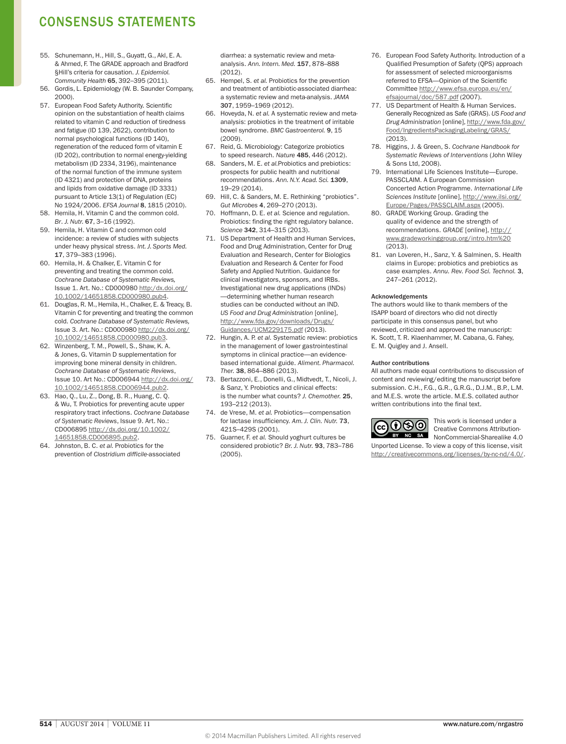55. Schunemann, H., Hill, S., Guyatt, G., Akl, E. A. & Ahmed, F. The GRADE approach and Bradford §Hill's criteria for causation. *J. Epidemiol. Community Health* **65**, 392–395 (2011).
56. Gordis, L. Epidemiology (W. B. Saunder Company, 2000).
57. European Food Safety Authority. Scientific opinion on the substantiation of health claims related to vitamin C and reduction of tiredness and fatigue (ID 139, 2622), contribution to normal psychological functions (ID 140), regeneration of the reduced form of vitamin E (ID 202), contribution to normal energy-yielding metabolism (ID 2334, 3196), maintenance of the normal function of the immune system (ID 4321) and protection of DNA, proteins and lipids from oxidative damage (ID 3331) pursuant to Article 13(1) of Regulation (EC) No 1924/2006. *EFSA Journal* **8**, 1815 (2010).
58. Hemila, H. Vitamin C and the common cold. *Br. J. Nutr.* **67**, 3–16 (1992).
59. Hemila, H. Vitamin C and common cold incidence: a review of studies with subjects under heavy physical stress. *Int. J. Sports Med.* **17**, 379–383 (1996).
60. Hemila, H. & Chalker, E. Vitamin C for preventing and treating the common cold. *Cochrane Database of Systematic Reviews*, Issue 1. Art. No.: CD000980 http:/dx.doi.org/10.1002/14651858.CD000980.pub4.
61. Douglas, R. M., Hemila, H., Chalker, E. & Treacy, B. Vitamin C for preventing and treating the common cold. *Cochrane Database of Systematic Reviews*, Issue 3. Art. No.: CD000980 http://dx.doi.org/10.1002/14651858.CD000980.pub3.
62. Winzenberg, T. M., Powell, S., Shaw, K. A. & Jones, G. Vitamin D supplementation for improving bone mineral density in children. *Cochrane Database of Systematic Reviews*, Issue 10. Art No.: CD006944 http://dx.doi.org/10.1002/14651858.CD006944.pub2.
63. Hao, Q., Lu, Z., Dong, B. R., Huang, C. Q. & Wu, T. Probiotics for preventing acute upper respiratory tract infections. *Cochrane Database of Systematic Reviews*, Issue 9. Art. No.: CD006895 http://dx.doi.org/10.1002/14651858.CD006895.pub2.
64. Johnston, B. C. *et al.* Probiotics for the prevention of *Clostridium difficile*-associated diarrhea: a systematic review and meta-analysis. *Ann. Intern. Med.* **157**, 878–888 (2012).
65. Hempel, S. *et al.* Probiotics for the prevention and treatment of antibiotic-associated diarrhea: a systematic review and meta-analysis. *JAMA* **307**, 1959–1969 (2012).
66. Hoveyda, N. *et al.* A systematic review and meta-analysis: probiotics in the treatment of irritable bowel syndrome. *BMC Gastroenterol.* **9**, 15 (2009).
67. Reid, G. Microbiology: Categorize probiotics to speed research. *Nature* **485**, 446 (2012).
68. Sanders, M. E. *et al.* Probiotics and prebiotics: prospects for public health and nutritional recommendations. *Ann. N.Y. Acad. Sci.* **1309**, 19–29 (2014).
69. Hill, C. & Sanders, M. E. Rethinking "probiotics". *Gut Microbes* **4**, 269–270 (2013).
70. Hoffmann, D. E. *et al.* Science and regulation. Probiotics: finding the right regulatory balance. *Science* **342**, 314–315 (2013).
71. US Department of Health and Human Services, Food and Drug Administration, Center for Drug Evaluation and Research, Center for Biologics Evaluation and Research & Center for Food Safety and Applied Nutrition. Guidance for clinical investigators, sponsors, and IRBs. Investigational new drug applications (INDs)—determining whether human research studies can be conducted without an IND. *US Food and Drug Administration* [online], http://www.fda.gov/downloads/Drugs/Guidances/UCM229175.pdf (2013).
72. Hungin, A. P. *et al.* Systematic review: probiotics in the management of lower gastrointestinal symptoms in clinical practice—an evidence-based international guide. *Aliment. Pharmacol. Ther.* **38**, 864–886 (2013).
73. Bertazzoni, E., Donelli, G., Midtvedt, T., Nicoli, J. & Sanz, Y. Probiotics and clinical effects: is the number what counts? *J. Chemother.* **25**, 193–212 (2013).
74. de Vrese, M. *et al.* Probiotics—compensation for lactase insufficiency. *Am. J. Clin. Nutr.* **73**, 421S–429S (2001).
75. Guarner, F. *et al.* Should yoghurt cultures be considered probiotic? *Br. J. Nutr.* **93**, 783–786 (2005).
76. European Food Safety Authority. Introduction of a Qualified Presumption of Safety (QPS) approach for assessment of selected microorganisms referred to EFSA—Opinion of the Scientific Committee http://www.efsa.europa.eu/en/efsajournal/doc/587.pdf (2007).
77. US Department of Health & Human Services. Generally Recognized as Safe (GRAS). *US Food and Drug Administration* [online], http://www.fda.gov/Food/IngredientsPackagingLabeling/GRAS/ (2013).
78. Higgins, J. & Green, S. *Cochrane Handbook for Systematic Reviews of Interventions* (John Wiley & Sons Ltd, 2008).
79. International Life Sciences Institute—Europe. PASSCLAIM. A European Commission Concerted Action Programme. *International Life Sciences Institute* [online], http://www.ilsi.org/Europe/Pages/PASSCLAIM.aspx (2005).
80. GRADE Working Group. Grading the quality of evidence and the strength of recommendations. *GRADE* [online], http://www.gradeworkinggroup.org/intro.htm%20 (2013).
81. van Loveren, H., Sanz, Y. & Salminen, S. Health claims in Europe: probiotics and prebiotics as case examples. *Annu. Rev. Food Sci. Technol.* **3**, 247–261 (2012).

#### Acknowledgements

The authors would like to thank members of the ISAPP board of directors who did not directly participate in this consensus panel, but who reviewed, criticized and approved the manuscript: K. Scott, T. R. Klaenhammer, M. Cabana, G. Fahey, E. M. Quigley and J. Ansell.

#### Author contributions

All authors made equal contributions to discussion of content and reviewing/editing the manuscript before submission. C.H., F.G., G.R., G.R.G., D.J.M., B.P., L.M. and M.E.S. wrote the article. M.E.S. collated author written contributions into the final text.

This work is licensed under a Creative Commons Attribution-NonCommercial-Sharealike 4.0 Unported License. To view a copy of this license, visit http://creativecommons.org/licenses/by-nc-nd/4.0/.